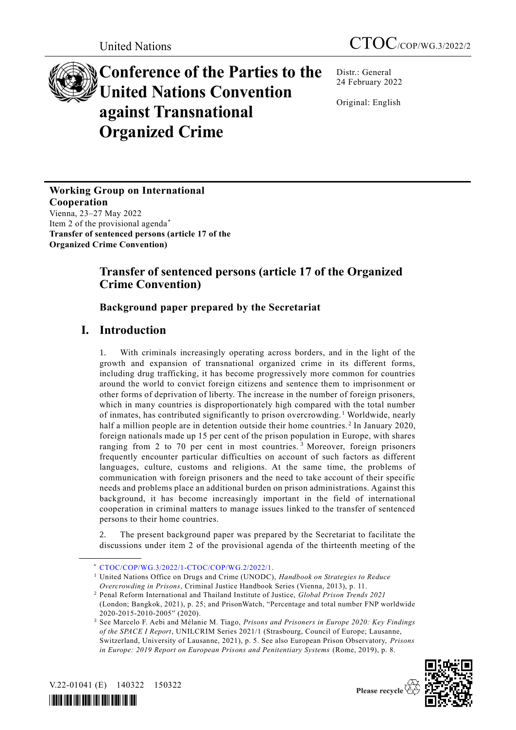United Nations

CTOC/COP/WG.3/2022/2

# Conference of the Parties to the United Nations Convention against Transnational Organized Crime

Distr.: General
24 February 2022

Original: English

**Working Group on International Cooperation**
Vienna, 23–27 May 2022
Item 2 of the provisional agenda*
**Transfer of sentenced persons (article 17 of the Organized Crime Convention)**

## Transfer of sentenced persons (article 17 of the Organized Crime Convention)

### Background paper prepared by the Secretariat

## I. Introduction

1. With criminals increasingly operating across borders, and in the light of the growth and expansion of transnational organized crime in its different forms, including drug trafficking, it has become progressively more common for countries around the world to convict foreign citizens and sentence them to imprisonment or other forms of deprivation of liberty. The increase in the number of foreign prisoners, which in many countries is disproportionately high compared with the total number of inmates, has contributed significantly to prison overcrowding.[1] Worldwide, nearly half a million people are in detention outside their home countries.[2] In January 2020, foreign nationals made up 15 per cent of the prison population in Europe, with shares ranging from 2 to 70 per cent in most countries.[3] Moreover, foreign prisoners frequently encounter particular difficulties on account of such factors as different languages, culture, customs and religions. At the same time, the problems of communication with foreign prisoners and the need to take account of their specific needs and problems place an additional burden on prison administrations. Against this background, it has become increasingly important in the field of international cooperation in criminal matters to manage issues linked to the transfer of sentenced persons to their home countries.

2. The present background paper was prepared by the Secretariat to facilitate the discussions under item 2 of the provisional agenda of the thirteenth meeting of the

---

\* CTOC/COP/WG.3/2022/1-CTOC/COP/WG.2/2022/1.

[1] United Nations Office on Drugs and Crime (UNODC), *Handbook on Strategies to Reduce Overcrowding in Prisons*, Criminal Justice Handbook Series (Vienna, 2013), p. 11.

[2] Penal Reform International and Thailand Institute of Justice, *Global Prison Trends 2021* (London; Bangkok, 2021), p. 25; and PrisonWatch, "Percentage and total number FNP worldwide 2020-2015-2010-2005" (2020).

[3] See Marcelo F. Aebi and Mélanie M. Tiago, *Prisons and Prisoners in Europe 2020: Key Findings of the SPACE I Report*, UNILCRIM Series 2021/1 (Strasbourg, Council of Europe; Lausanne, Switzerland, University of Lausanne, 2021), p. 5. See also European Prison Observatory, *Prisons in Europe: 2019 Report on European Prisons and Penitentiary Systems* (Rome, 2019), p. 8.

V.22-01041 (E) 140322 150322

Please recycle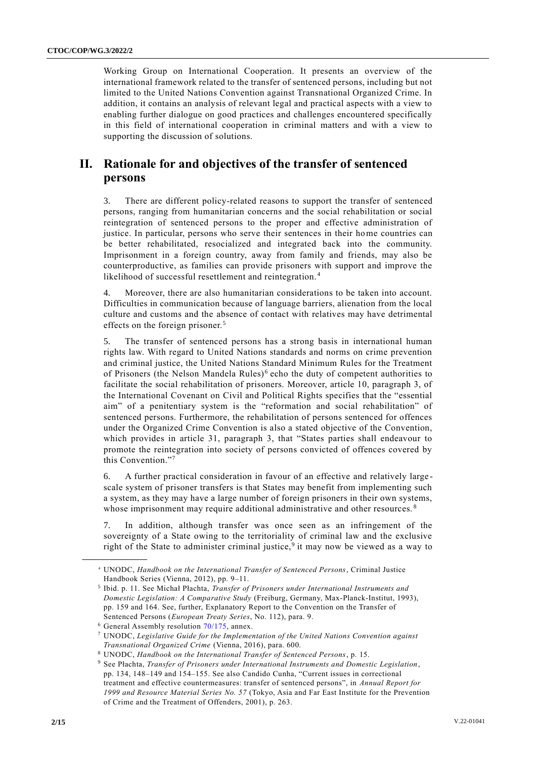Working Group on International Cooperation. It presents an overview of the international framework related to the transfer of sentenced persons, including but not limited to the United Nations Convention against Transnational Organized Crime. In addition, it contains an analysis of relevant legal and practical aspects with a view to enabling further dialogue on good practices and challenges encountered specifically in this field of international cooperation in criminal matters and with a view to supporting the discussion of solutions.

## II. Rationale for and objectives of the transfer of sentenced persons

3. There are different policy-related reasons to support the transfer of sentenced persons, ranging from humanitarian concerns and the social rehabilitation or social reintegration of sentenced persons to the proper and effective administration of justice. In particular, persons who serve their sentences in their home countries can be better rehabilitated, resocialized and integrated back into the community. Imprisonment in a foreign country, away from family and friends, may also be counterproductive, as families can provide prisoners with support and improve the likelihood of successful resettlement and reintegration.[4]

4. Moreover, there are also humanitarian considerations to be taken into account. Difficulties in communication because of language barriers, alienation from the local culture and customs and the absence of contact with relatives may have detrimental effects on the foreign prisoner.[5]

5. The transfer of sentenced persons has a strong basis in international human rights law. With regard to United Nations standards and norms on crime prevention and criminal justice, the United Nations Standard Minimum Rules for the Treatment of Prisoners (the Nelson Mandela Rules)[6] echo the duty of competent authorities to facilitate the social rehabilitation of prisoners. Moreover, article 10, paragraph 3, of the International Covenant on Civil and Political Rights specifies that the "essential aim" of a penitentiary system is the "reformation and social rehabilitation" of sentenced persons. Furthermore, the rehabilitation of persons sentenced for offences under the Organized Crime Convention is also a stated objective of the Convention, which provides in article 31, paragraph 3, that "States parties shall endeavour to promote the reintegration into society of persons convicted of offences covered by this Convention."[7]

6. A further practical consideration in favour of an effective and relatively large-scale system of prisoner transfers is that States may benefit from implementing such a system, as they may have a large number of foreign prisoners in their own systems, whose imprisonment may require additional administrative and other resources.[8]

7. In addition, although transfer was once seen as an infringement of the sovereignty of a State owing to the territoriality of criminal law and the exclusive right of the State to administer criminal justice,[9] it may now be viewed as a way to

---

[4] UNODC, *Handbook on the International Transfer of Sentenced Persons*, Criminal Justice Handbook Series (Vienna, 2012), pp. 9–11.

[5] Ibid. p. 11. See Michał Płachta, *Transfer of Prisoners under International Instruments and Domestic Legislation: A Comparative Study* (Freiburg, Germany, Max-Planck-Institut, 1993), pp. 159 and 164. See, further, Explanatory Report to the Convention on the Transfer of Sentenced Persons (*European Treaty Series*, No. 112), para. 9.

[6] General Assembly resolution 70/175, annex.

[7] UNODC, *Legislative Guide for the Implementation of the United Nations Convention against Transnational Organized Crime* (Vienna, 2016), para. 600.

[8] UNODC, *Handbook on the International Transfer of Sentenced Persons*, p. 15.

[9] See Płachta, *Transfer of Prisoners under International Instruments and Domestic Legislation*, pp. 134, 148–149 and 154–155. See also Candido Cunha, "Current issues in correctional treatment and effective countermeasures: transfer of sentenced persons", in *Annual Report for 1999 and Resource Material Series No. 57* (Tokyo, Asia and Far East Institute for the Prevention of Crime and the Treatment of Offenders, 2001), p. 263.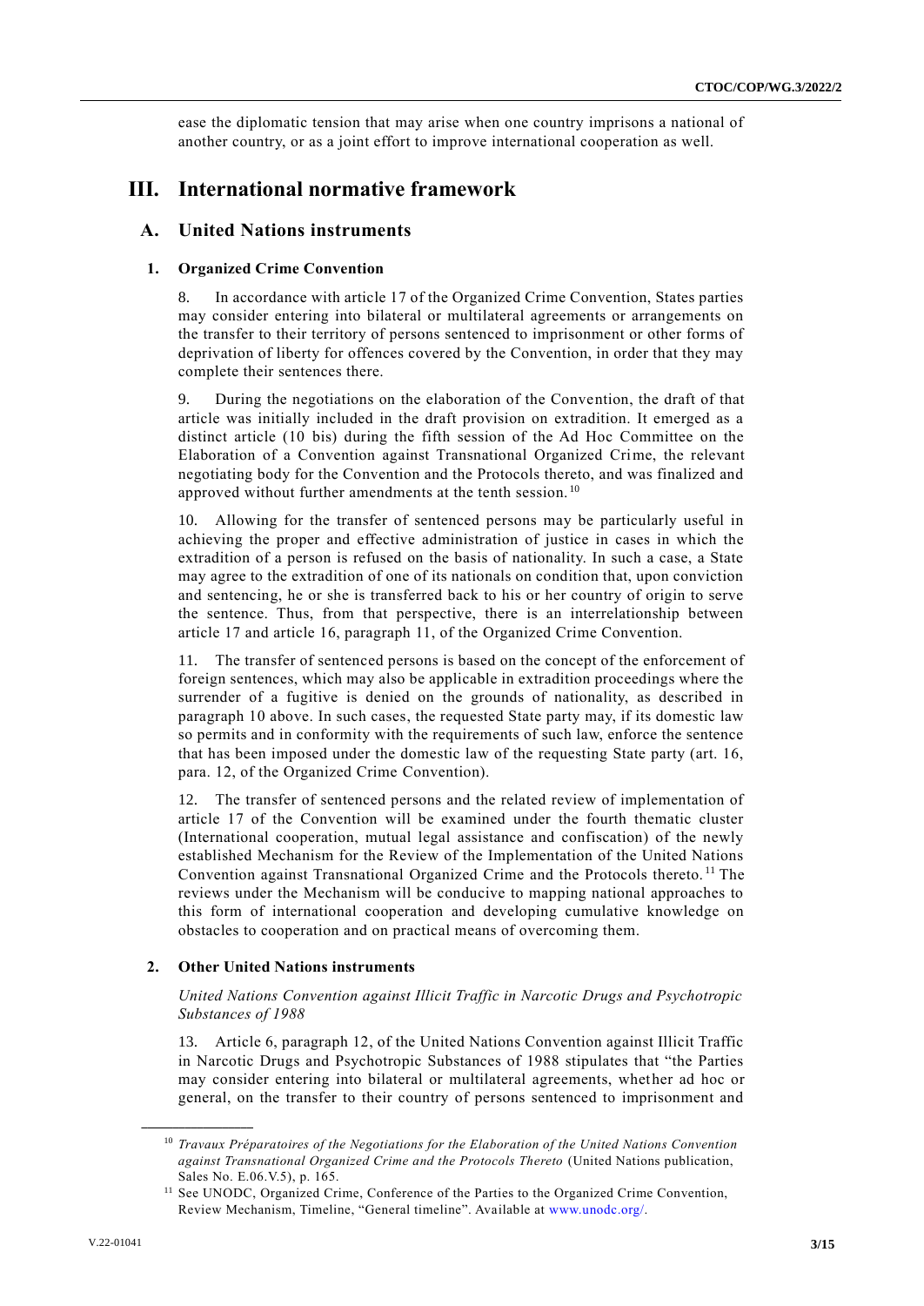ease the diplomatic tension that may arise when one country imprisons a national of another country, or as a joint effort to improve international cooperation as well.

# III. International normative framework

## A. United Nations instruments

### 1. Organized Crime Convention

8. In accordance with article 17 of the Organized Crime Convention, States parties may consider entering into bilateral or multilateral agreements or arrangements on the transfer to their territory of persons sentenced to imprisonment or other forms of deprivation of liberty for offences covered by the Convention, in order that they may complete their sentences there.

9. During the negotiations on the elaboration of the Convention, the draft of that article was initially included in the draft provision on extradition. It emerged as a distinct article (10 bis) during the fifth session of the Ad Hoc Committee on the Elaboration of a Convention against Transnational Organized Crime, the relevant negotiating body for the Convention and the Protocols thereto, and was finalized and approved without further amendments at the tenth session.[10]

10. Allowing for the transfer of sentenced persons may be particularly useful in achieving the proper and effective administration of justice in cases in which the extradition of a person is refused on the basis of nationality. In such a case, a State may agree to the extradition of one of its nationals on condition that, upon conviction and sentencing, he or she is transferred back to his or her country of origin to serve the sentence. Thus, from that perspective, there is an interrelationship between article 17 and article 16, paragraph 11, of the Organized Crime Convention.

11. The transfer of sentenced persons is based on the concept of the enforcement of foreign sentences, which may also be applicable in extradition proceedings where the surrender of a fugitive is denied on the grounds of nationality, as described in paragraph 10 above. In such cases, the requested State party may, if its domestic law so permits and in conformity with the requirements of such law, enforce the sentence that has been imposed under the domestic law of the requesting State party (art. 16, para. 12, of the Organized Crime Convention).

12. The transfer of sentenced persons and the related review of implementation of article 17 of the Convention will be examined under the fourth thematic cluster (International cooperation, mutual legal assistance and confiscation) of the newly established Mechanism for the Review of the Implementation of the United Nations Convention against Transnational Organized Crime and the Protocols thereto.[11] The reviews under the Mechanism will be conducive to mapping national approaches to this form of international cooperation and developing cumulative knowledge on obstacles to cooperation and on practical means of overcoming them.

### 2. Other United Nations instruments

*United Nations Convention against Illicit Traffic in Narcotic Drugs and Psychotropic Substances of 1988*

13. Article 6, paragraph 12, of the United Nations Convention against Illicit Traffic in Narcotic Drugs and Psychotropic Substances of 1988 stipulates that "the Parties may consider entering into bilateral or multilateral agreements, whether ad hoc or general, on the transfer to their country of persons sentenced to imprisonment and

---

[10] *Travaux Préparatoires of the Negotiations for the Elaboration of the United Nations Convention against Transnational Organized Crime and the Protocols Thereto* (United Nations publication, Sales No. E.06.V.5), p. 165.

[11] See UNODC, Organized Crime, Conference of the Parties to the Organized Crime Convention, Review Mechanism, Timeline, "General timeline". Available at www.unodc.org/.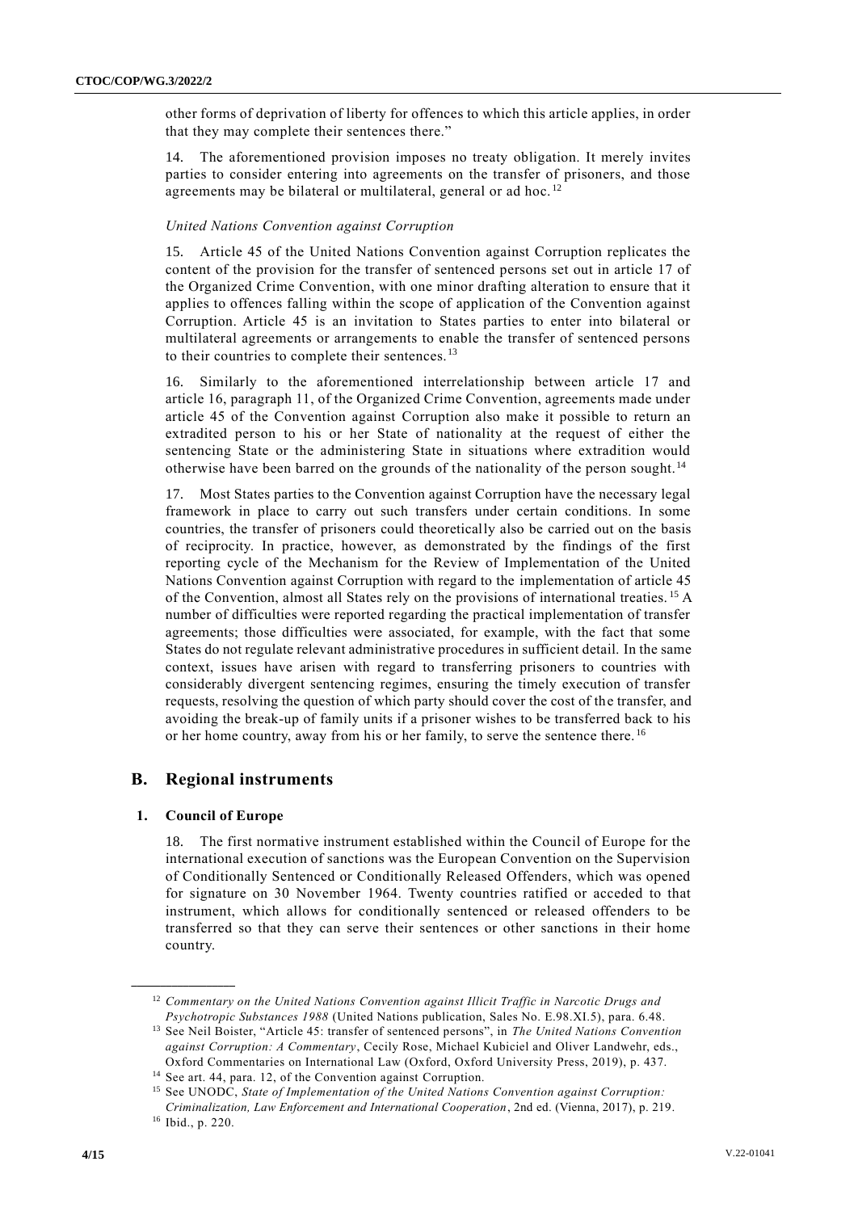other forms of deprivation of liberty for offences to which this article applies, in order that they may complete their sentences there."

14. The aforementioned provision imposes no treaty obligation. It merely invites parties to consider entering into agreements on the transfer of prisoners, and those agreements may be bilateral or multilateral, general or ad hoc.[12]

*United Nations Convention against Corruption*

15. Article 45 of the United Nations Convention against Corruption replicates the content of the provision for the transfer of sentenced persons set out in article 17 of the Organized Crime Convention, with one minor drafting alteration to ensure that it applies to offences falling within the scope of application of the Convention against Corruption. Article 45 is an invitation to States parties to enter into bilateral or multilateral agreements or arrangements to enable the transfer of sentenced persons to their countries to complete their sentences.[13]

16. Similarly to the aforementioned interrelationship between article 17 and article 16, paragraph 11, of the Organized Crime Convention, agreements made under article 45 of the Convention against Corruption also make it possible to return an extradited person to his or her State of nationality at the request of either the sentencing State or the administering State in situations where extradition would otherwise have been barred on the grounds of the nationality of the person sought.[14]

17. Most States parties to the Convention against Corruption have the necessary legal framework in place to carry out such transfers under certain conditions. In some countries, the transfer of prisoners could theoretically also be carried out on the basis of reciprocity. In practice, however, as demonstrated by the findings of the first reporting cycle of the Mechanism for the Review of Implementation of the United Nations Convention against Corruption with regard to the implementation of article 45 of the Convention, almost all States rely on the provisions of international treaties.[15] A number of difficulties were reported regarding the practical implementation of transfer agreements; those difficulties were associated, for example, with the fact that some States do not regulate relevant administrative procedures in sufficient detail. In the same context, issues have arisen with regard to transferring prisoners to countries with considerably divergent sentencing regimes, ensuring the timely execution of transfer requests, resolving the question of which party should cover the cost of the transfer, and avoiding the break-up of family units if a prisoner wishes to be transferred back to his or her home country, away from his or her family, to serve the sentence there.[16]

## B. Regional instruments

### 1. Council of Europe

18. The first normative instrument established within the Council of Europe for the international execution of sanctions was the European Convention on the Supervision of Conditionally Sentenced or Conditionally Released Offenders, which was opened for signature on 30 November 1964. Twenty countries ratified or acceded to that instrument, which allows for conditionally sentenced or released offenders to be transferred so that they can serve their sentences or other sanctions in their home country.

---

[12] *Commentary on the United Nations Convention against Illicit Traffic in Narcotic Drugs and Psychotropic Substances 1988* (United Nations publication, Sales No. E.98.XI.5), para. 6.48.

[13] See Neil Boister, "Article 45: transfer of sentenced persons", in *The United Nations Convention against Corruption: A Commentary*, Cecily Rose, Michael Kubiciel and Oliver Landwehr, eds., Oxford Commentaries on International Law (Oxford, Oxford University Press, 2019), p. 437.

[14] See art. 44, para. 12, of the Convention against Corruption.

[15] See UNODC, *State of Implementation of the United Nations Convention against Corruption: Criminalization, Law Enforcement and International Cooperation*, 2nd ed. (Vienna, 2017), p. 219.

[16] Ibid., p. 220.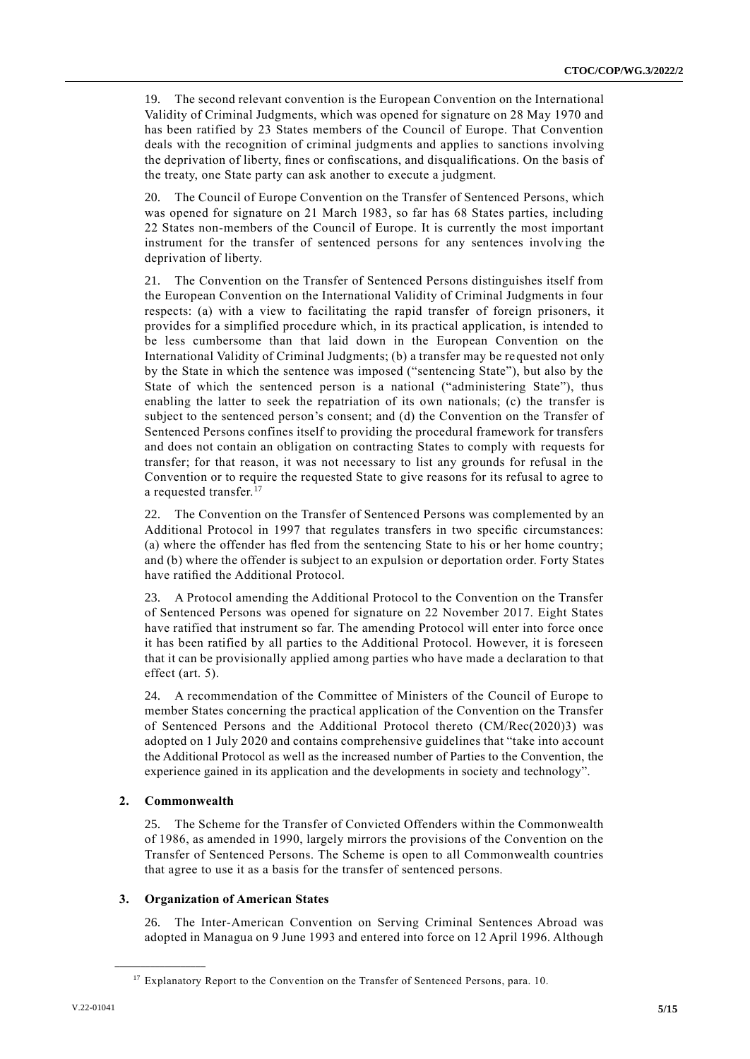19. The second relevant convention is the European Convention on the International Validity of Criminal Judgments, which was opened for signature on 28 May 1970 and has been ratified by 23 States members of the Council of Europe. That Convention deals with the recognition of criminal judgments and applies to sanctions involving the deprivation of liberty, fines or confiscations, and disqualifications. On the basis of the treaty, one State party can ask another to execute a judgment.

20. The Council of Europe Convention on the Transfer of Sentenced Persons, which was opened for signature on 21 March 1983, so far has 68 States parties, including 22 States non-members of the Council of Europe. It is currently the most important instrument for the transfer of sentenced persons for any sentences involving the deprivation of liberty.

21. The Convention on the Transfer of Sentenced Persons distinguishes itself from the European Convention on the International Validity of Criminal Judgments in four respects: (a) with a view to facilitating the rapid transfer of foreign prisoners, it provides for a simplified procedure which, in its practical application, is intended to be less cumbersome than that laid down in the European Convention on the International Validity of Criminal Judgments; (b) a transfer may be requested not only by the State in which the sentence was imposed ("sentencing State"), but also by the State of which the sentenced person is a national ("administering State"), thus enabling the latter to seek the repatriation of its own nationals; (c) the transfer is subject to the sentenced person's consent; and (d) the Convention on the Transfer of Sentenced Persons confines itself to providing the procedural framework for transfers and does not contain an obligation on contracting States to comply with requests for transfer; for that reason, it was not necessary to list any grounds for refusal in the Convention or to require the requested State to give reasons for its refusal to agree to a requested transfer.[17]

22. The Convention on the Transfer of Sentenced Persons was complemented by an Additional Protocol in 1997 that regulates transfers in two specific circumstances: (a) where the offender has fled from the sentencing State to his or her home country; and (b) where the offender is subject to an expulsion or deportation order. Forty States have ratified the Additional Protocol.

23. A Protocol amending the Additional Protocol to the Convention on the Transfer of Sentenced Persons was opened for signature on 22 November 2017. Eight States have ratified that instrument so far. The amending Protocol will enter into force once it has been ratified by all parties to the Additional Protocol. However, it is foreseen that it can be provisionally applied among parties who have made a declaration to that effect (art. 5).

24. A recommendation of the Committee of Ministers of the Council of Europe to member States concerning the practical application of the Convention on the Transfer of Sentenced Persons and the Additional Protocol thereto (CM/Rec(2020)3) was adopted on 1 July 2020 and contains comprehensive guidelines that "take into account the Additional Protocol as well as the increased number of Parties to the Convention, the experience gained in its application and the developments in society and technology".

### 2. Commonwealth

25. The Scheme for the Transfer of Convicted Offenders within the Commonwealth of 1986, as amended in 1990, largely mirrors the provisions of the Convention on the Transfer of Sentenced Persons. The Scheme is open to all Commonwealth countries that agree to use it as a basis for the transfer of sentenced persons.

### 3. Organization of American States

26. The Inter-American Convention on Serving Criminal Sentences Abroad was adopted in Managua on 9 June 1993 and entered into force on 12 April 1996. Although

---

[17] Explanatory Report to the Convention on the Transfer of Sentenced Persons, para. 10.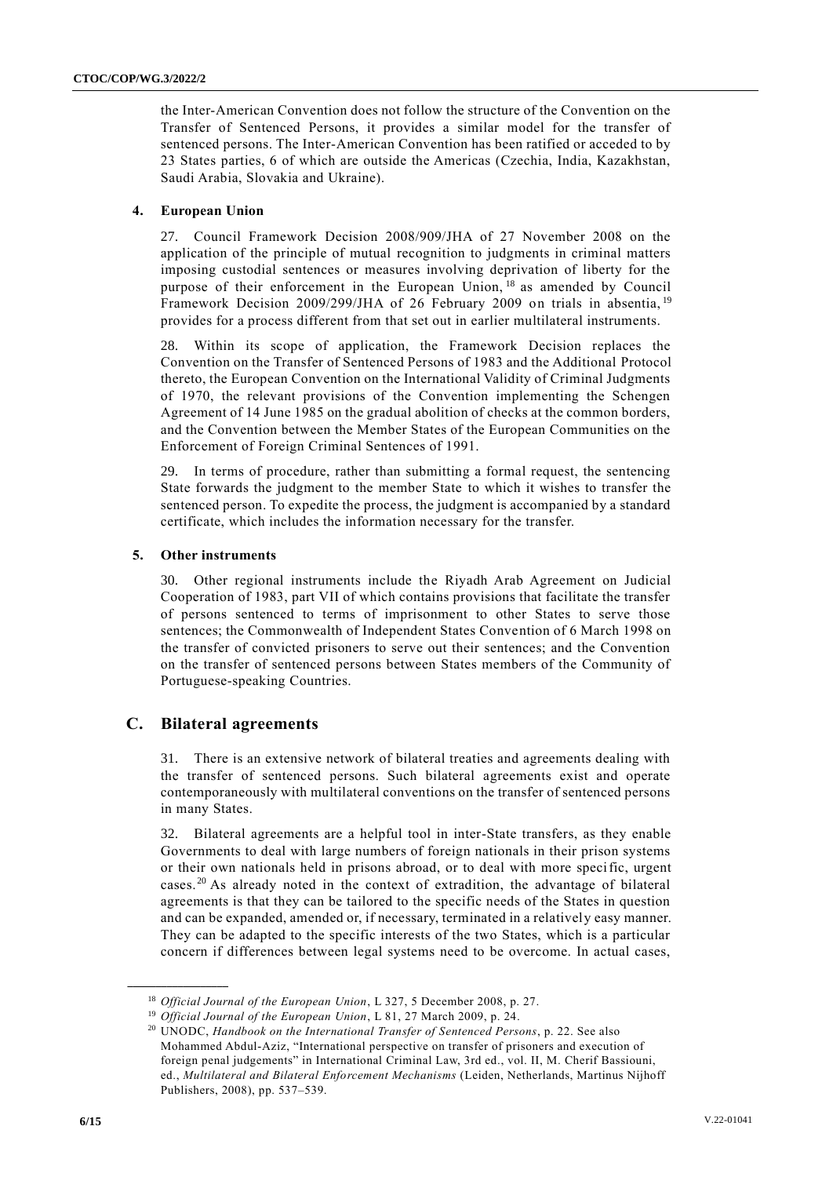the Inter-American Convention does not follow the structure of the Convention on the Transfer of Sentenced Persons, it provides a similar model for the transfer of sentenced persons. The Inter-American Convention has been ratified or acceded to by 23 States parties, 6 of which are outside the Americas (Czechia, India, Kazakhstan, Saudi Arabia, Slovakia and Ukraine).

#### 4. European Union

27. Council Framework Decision 2008/909/JHA of 27 November 2008 on the application of the principle of mutual recognition to judgments in criminal matters imposing custodial sentences or measures involving deprivation of liberty for the purpose of their enforcement in the European Union,[18] as amended by Council Framework Decision 2009/299/JHA of 26 February 2009 on trials in absentia,[19] provides for a process different from that set out in earlier multilateral instruments.

28. Within its scope of application, the Framework Decision replaces the Convention on the Transfer of Sentenced Persons of 1983 and the Additional Protocol thereto, the European Convention on the International Validity of Criminal Judgments of 1970, the relevant provisions of the Convention implementing the Schengen Agreement of 14 June 1985 on the gradual abolition of checks at the common borders, and the Convention between the Member States of the European Communities on the Enforcement of Foreign Criminal Sentences of 1991.

29. In terms of procedure, rather than submitting a formal request, the sentencing State forwards the judgment to the member State to which it wishes to transfer the sentenced person. To expedite the process, the judgment is accompanied by a standard certificate, which includes the information necessary for the transfer.

#### 5. Other instruments

30. Other regional instruments include the Riyadh Arab Agreement on Judicial Cooperation of 1983, part VII of which contains provisions that facilitate the transfer of persons sentenced to terms of imprisonment to other States to serve those sentences; the Commonwealth of Independent States Convention of 6 March 1998 on the transfer of convicted prisoners to serve out their sentences; and the Convention on the transfer of sentenced persons between States members of the Community of Portuguese-speaking Countries.

## C. Bilateral agreements

31. There is an extensive network of bilateral treaties and agreements dealing with the transfer of sentenced persons. Such bilateral agreements exist and operate contemporaneously with multilateral conventions on the transfer of sentenced persons in many States.

32. Bilateral agreements are a helpful tool in inter-State transfers, as they enable Governments to deal with large numbers of foreign nationals in their prison systems or their own nationals held in prisons abroad, or to deal with more specific, urgent cases.[20] As already noted in the context of extradition, the advantage of bilateral agreements is that they can be tailored to the specific needs of the States in question and can be expanded, amended or, if necessary, terminated in a relatively easy manner. They can be adapted to the specific interests of the two States, which is a particular concern if differences between legal systems need to be overcome. In actual cases,

---

[18] *Official Journal of the European Union*, L 327, 5 December 2008, p. 27.

[19] *Official Journal of the European Union*, L 81, 27 March 2009, p. 24.

[20] UNODC, *Handbook on the International Transfer of Sentenced Persons*, p. 22. See also Mohammed Abdul-Aziz, "International perspective on transfer of prisoners and execution of foreign penal judgements" in International Criminal Law, 3rd ed., vol. II, M. Cherif Bassiouni, ed., *Multilateral and Bilateral Enforcement Mechanisms* (Leiden, Netherlands, Martinus Nijhoff Publishers, 2008), pp. 537–539.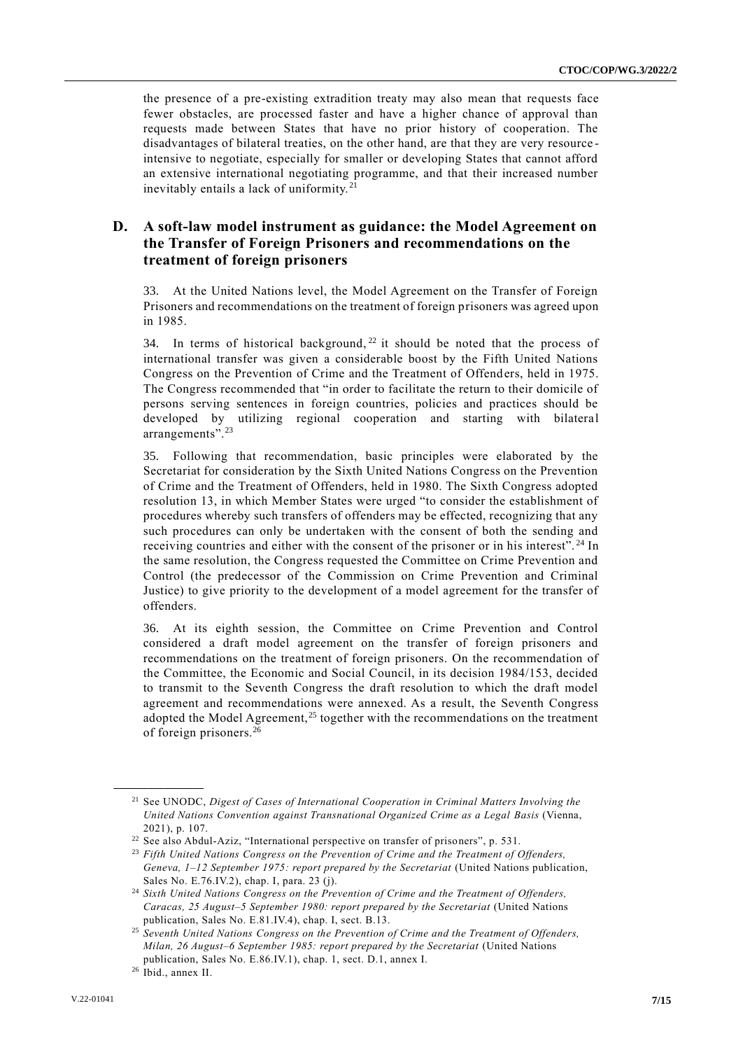the presence of a pre-existing extradition treaty may also mean that requests face fewer obstacles, are processed faster and have a higher chance of approval than requests made between States that have no prior history of cooperation. The disadvantages of bilateral treaties, on the other hand, are that they are very resource-intensive to negotiate, especially for smaller or developing States that cannot afford an extensive international negotiating programme, and that their increased number inevitably entails a lack of uniformity.[21]

## D. A soft-law model instrument as guidance: the Model Agreement on the Transfer of Foreign Prisoners and recommendations on the treatment of foreign prisoners

33. At the United Nations level, the Model Agreement on the Transfer of Foreign Prisoners and recommendations on the treatment of foreign prisoners was agreed upon in 1985.

34. In terms of historical background,[22] it should be noted that the process of international transfer was given a considerable boost by the Fifth United Nations Congress on the Prevention of Crime and the Treatment of Offenders, held in 1975. The Congress recommended that "in order to facilitate the return to their domicile of persons serving sentences in foreign countries, policies and practices should be developed by utilizing regional cooperation and starting with bilateral arrangements".[23]

35. Following that recommendation, basic principles were elaborated by the Secretariat for consideration by the Sixth United Nations Congress on the Prevention of Crime and the Treatment of Offenders, held in 1980. The Sixth Congress adopted resolution 13, in which Member States were urged "to consider the establishment of procedures whereby such transfers of offenders may be effected, recognizing that any such procedures can only be undertaken with the consent of both the sending and receiving countries and either with the consent of the prisoner or in his interest".[24] In the same resolution, the Congress requested the Committee on Crime Prevention and Control (the predecessor of the Commission on Crime Prevention and Criminal Justice) to give priority to the development of a model agreement for the transfer of offenders.

36. At its eighth session, the Committee on Crime Prevention and Control considered a draft model agreement on the transfer of foreign prisoners and recommendations on the treatment of foreign prisoners. On the recommendation of the Committee, the Economic and Social Council, in its decision 1984/153, decided to transmit to the Seventh Congress the draft resolution to which the draft model agreement and recommendations were annexed. As a result, the Seventh Congress adopted the Model Agreement,[25] together with the recommendations on the treatment of foreign prisoners.[26]

---

[21] See UNODC, *Digest of Cases of International Cooperation in Criminal Matters Involving the United Nations Convention against Transnational Organized Crime as a Legal Basis* (Vienna, 2021), p. 107.

[22] See also Abdul-Aziz, "International perspective on transfer of prisoners", p. 531.

[23] *Fifth United Nations Congress on the Prevention of Crime and the Treatment of Offenders, Geneva, 1–12 September 1975: report prepared by the Secretariat* (United Nations publication, Sales No. E.76.IV.2), chap. I, para. 23 (j).

[24] *Sixth United Nations Congress on the Prevention of Crime and the Treatment of Offenders, Caracas, 25 August–5 September 1980: report prepared by the Secretariat* (United Nations publication, Sales No. E.81.IV.4), chap. I, sect. B.13.

[25] *Seventh United Nations Congress on the Prevention of Crime and the Treatment of Offenders, Milan, 26 August–6 September 1985: report prepared by the Secretariat* (United Nations publication, Sales No. E.86.IV.1), chap. 1, sect. D.1, annex I.

[26] Ibid., annex II.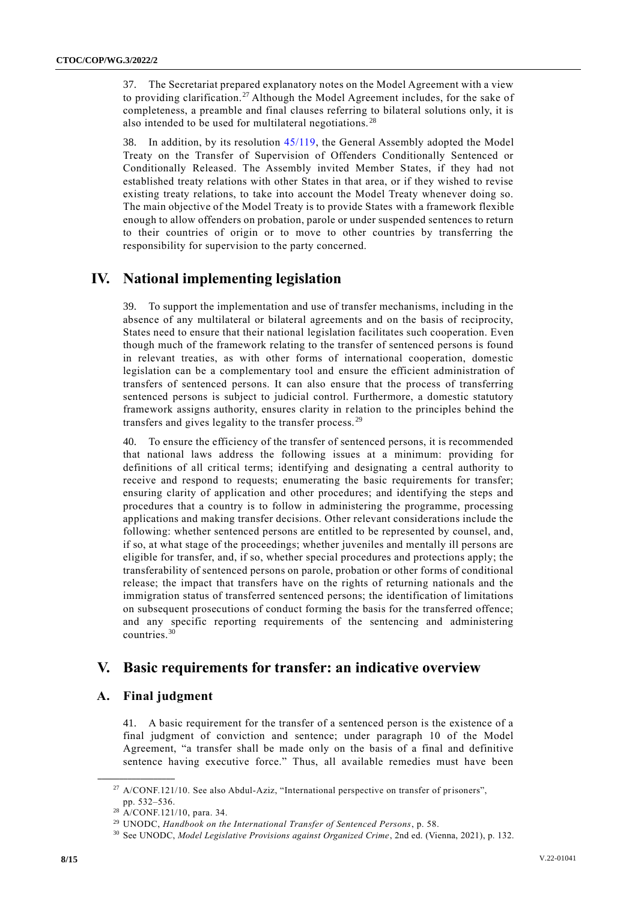37. The Secretariat prepared explanatory notes on the Model Agreement with a view to providing clarification.[27] Although the Model Agreement includes, for the sake of completeness, a preamble and final clauses referring to bilateral solutions only, it is also intended to be used for multilateral negotiations.[28]

38. In addition, by its resolution 45/119, the General Assembly adopted the Model Treaty on the Transfer of Supervision of Offenders Conditionally Sentenced or Conditionally Released. The Assembly invited Member States, if they had not established treaty relations with other States in that area, or if they wished to revise existing treaty relations, to take into account the Model Treaty whenever doing so. The main objective of the Model Treaty is to provide States with a framework flexible enough to allow offenders on probation, parole or under suspended sentences to return to their countries of origin or to move to other countries by transferring the responsibility for supervision to the party concerned.

# IV. National implementing legislation

39. To support the implementation and use of transfer mechanisms, including in the absence of any multilateral or bilateral agreements and on the basis of reciprocity, States need to ensure that their national legislation facilitates such cooperation. Even though much of the framework relating to the transfer of sentenced persons is found in relevant treaties, as with other forms of international cooperation, domestic legislation can be a complementary tool and ensure the efficient administration of transfers of sentenced persons. It can also ensure that the process of transferring sentenced persons is subject to judicial control. Furthermore, a domestic statutory framework assigns authority, ensures clarity in relation to the principles behind the transfers and gives legality to the transfer process.[29]

40. To ensure the efficiency of the transfer of sentenced persons, it is recommended that national laws address the following issues at a minimum: providing for definitions of all critical terms; identifying and designating a central authority to receive and respond to requests; enumerating the basic requirements for transfer; ensuring clarity of application and other procedures; and identifying the steps and procedures that a country is to follow in administering the programme, processing applications and making transfer decisions. Other relevant considerations include the following: whether sentenced persons are entitled to be represented by counsel, and, if so, at what stage of the proceedings; whether juveniles and mentally ill persons are eligible for transfer, and, if so, whether special procedures and protections apply; the transferability of sentenced persons on parole, probation or other forms of conditional release; the impact that transfers have on the rights of returning nationals and the immigration status of transferred sentenced persons; the identification of limitations on subsequent prosecutions of conduct forming the basis for the transferred offence; and any specific reporting requirements of the sentencing and administering countries.[30]

# V. Basic requirements for transfer: an indicative overview

## A. Final judgment

41. A basic requirement for the transfer of a sentenced person is the existence of a final judgment of conviction and sentence; under paragraph 10 of the Model Agreement, "a transfer shall be made only on the basis of a final and definitive sentence having executive force." Thus, all available remedies must have been

---

[27] A/CONF.121/10. See also Abdul-Aziz, "International perspective on transfer of prisoners", pp. 532–536.

[28] A/CONF.121/10, para. 34.

[29] UNODC, *Handbook on the International Transfer of Sentenced Persons*, p. 58.

[30] See UNODC, *Model Legislative Provisions against Organized Crime*, 2nd ed. (Vienna, 2021), p. 132.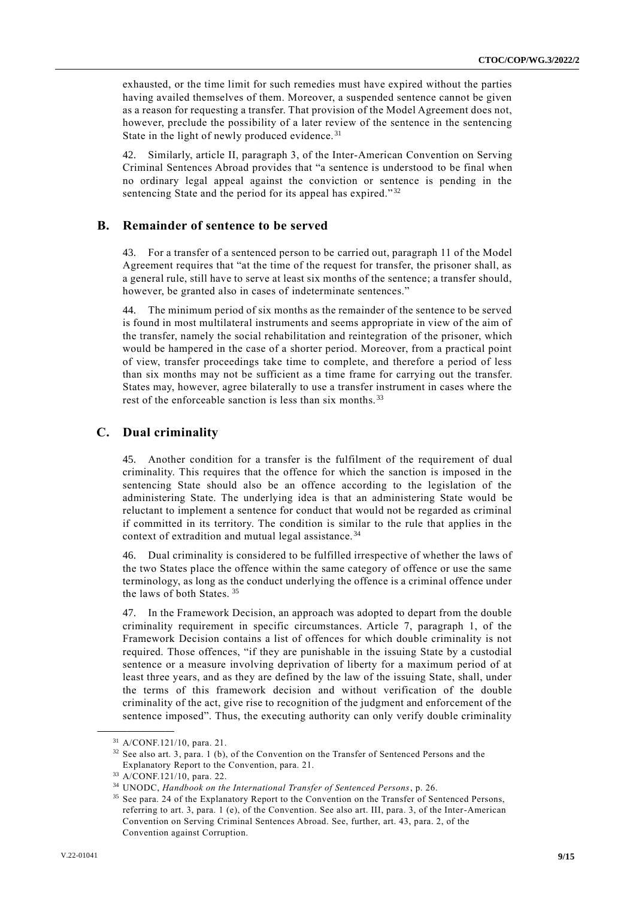exhausted, or the time limit for such remedies must have expired without the parties having availed themselves of them. Moreover, a suspended sentence cannot be given as a reason for requesting a transfer. That provision of the Model Agreement does not, however, preclude the possibility of a later review of the sentence in the sentencing State in the light of newly produced evidence.[31]

42. Similarly, article II, paragraph 3, of the Inter-American Convention on Serving Criminal Sentences Abroad provides that "a sentence is understood to be final when no ordinary legal appeal against the conviction or sentence is pending in the sentencing State and the period for its appeal has expired."[32]

## B. Remainder of sentence to be served

43. For a transfer of a sentenced person to be carried out, paragraph 11 of the Model Agreement requires that "at the time of the request for transfer, the prisoner shall, as a general rule, still have to serve at least six months of the sentence; a transfer should, however, be granted also in cases of indeterminate sentences."

44. The minimum period of six months as the remainder of the sentence to be served is found in most multilateral instruments and seems appropriate in view of the aim of the transfer, namely the social rehabilitation and reintegration of the prisoner, which would be hampered in the case of a shorter period. Moreover, from a practical point of view, transfer proceedings take time to complete, and therefore a period of less than six months may not be sufficient as a time frame for carrying out the transfer. States may, however, agree bilaterally to use a transfer instrument in cases where the rest of the enforceable sanction is less than six months.[33]

## C. Dual criminality

45. Another condition for a transfer is the fulfilment of the requirement of dual criminality. This requires that the offence for which the sanction is imposed in the sentencing State should also be an offence according to the legislation of the administering State. The underlying idea is that an administering State would be reluctant to implement a sentence for conduct that would not be regarded as criminal if committed in its territory. The condition is similar to the rule that applies in the context of extradition and mutual legal assistance.[34]

46. Dual criminality is considered to be fulfilled irrespective of whether the laws of the two States place the offence within the same category of offence or use the same terminology, as long as the conduct underlying the offence is a criminal offence under the laws of both States.[35]

47. In the Framework Decision, an approach was adopted to depart from the double criminality requirement in specific circumstances. Article 7, paragraph 1, of the Framework Decision contains a list of offences for which double criminality is not required. Those offences, "if they are punishable in the issuing State by a custodial sentence or a measure involving deprivation of liberty for a maximum period of at least three years, and as they are defined by the law of the issuing State, shall, under the terms of this framework decision and without verification of the double criminality of the act, give rise to recognition of the judgment and enforcement of the sentence imposed". Thus, the executing authority can only verify double criminality

---

[31] A/CONF.121/10, para. 21.

[32] See also art. 3, para. 1 (b), of the Convention on the Transfer of Sentenced Persons and the Explanatory Report to the Convention, para. 21.

[33] A/CONF.121/10, para. 22.

[34] UNODC, *Handbook on the International Transfer of Sentenced Persons*, p. 26.

[35] See para. 24 of the Explanatory Report to the Convention on the Transfer of Sentenced Persons, referring to art. 3, para. 1 (e), of the Convention. See also art. III, para. 3, of the Inter-American Convention on Serving Criminal Sentences Abroad. See, further, art. 43, para. 2, of the Convention against Corruption.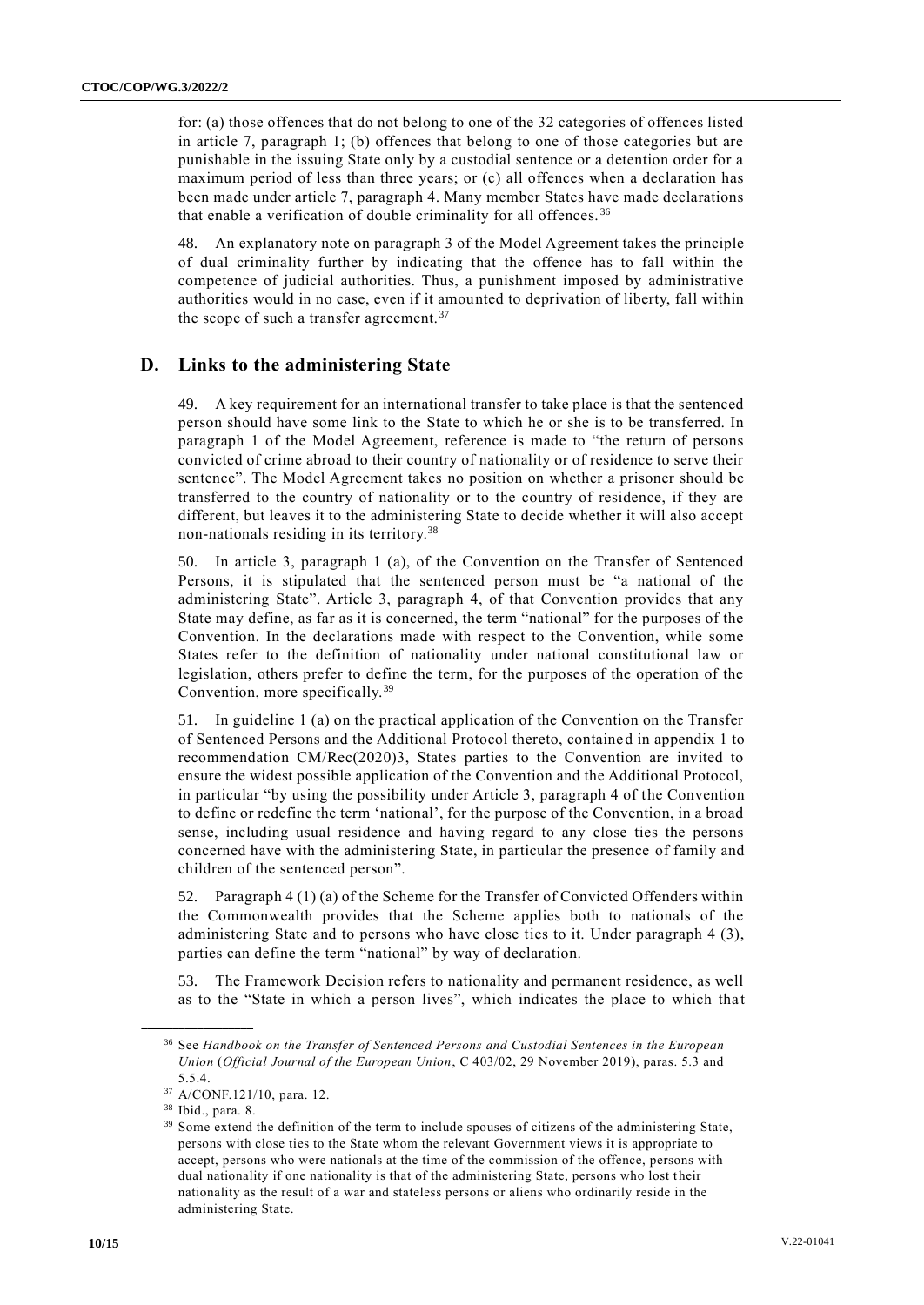for: (a) those offences that do not belong to one of the 32 categories of offences listed in article 7, paragraph 1; (b) offences that belong to one of those categories but are punishable in the issuing State only by a custodial sentence or a detention order for a maximum period of less than three years; or (c) all offences when a declaration has been made under article 7, paragraph 4. Many member States have made declarations that enable a verification of double criminality for all offences.[36]

48. An explanatory note on paragraph 3 of the Model Agreement takes the principle of dual criminality further by indicating that the offence has to fall within the competence of judicial authorities. Thus, a punishment imposed by administrative authorities would in no case, even if it amounted to deprivation of liberty, fall within the scope of such a transfer agreement.[37]

## D. Links to the administering State

49. A key requirement for an international transfer to take place is that the sentenced person should have some link to the State to which he or she is to be transferred. In paragraph 1 of the Model Agreement, reference is made to "the return of persons convicted of crime abroad to their country of nationality or of residence to serve their sentence". The Model Agreement takes no position on whether a prisoner should be transferred to the country of nationality or to the country of residence, if they are different, but leaves it to the administering State to decide whether it will also accept non-nationals residing in its territory.[38]

50. In article 3, paragraph 1 (a), of the Convention on the Transfer of Sentenced Persons, it is stipulated that the sentenced person must be "a national of the administering State". Article 3, paragraph 4, of that Convention provides that any State may define, as far as it is concerned, the term "national" for the purposes of the Convention. In the declarations made with respect to the Convention, while some States refer to the definition of nationality under national constitutional law or legislation, others prefer to define the term, for the purposes of the operation of the Convention, more specifically.[39]

51. In guideline 1 (a) on the practical application of the Convention on the Transfer of Sentenced Persons and the Additional Protocol thereto, contained in appendix 1 to recommendation CM/Rec(2020)3, States parties to the Convention are invited to ensure the widest possible application of the Convention and the Additional Protocol, in particular "by using the possibility under Article 3, paragraph 4 of the Convention to define or redefine the term 'national', for the purpose of the Convention, in a broad sense, including usual residence and having regard to any close ties the persons concerned have with the administering State, in particular the presence of family and children of the sentenced person".

52. Paragraph 4 (1) (a) of the Scheme for the Transfer of Convicted Offenders within the Commonwealth provides that the Scheme applies both to nationals of the administering State and to persons who have close ties to it. Under paragraph 4 (3), parties can define the term "national" by way of declaration.

53. The Framework Decision refers to nationality and permanent residence, as well as to the "State in which a person lives", which indicates the place to which that

---

[36] See *Handbook on the Transfer of Sentenced Persons and Custodial Sentences in the European Union* (*Official Journal of the European Union*, C 403/02, 29 November 2019), paras. 5.3 and 5.5.4.

[37] A/CONF.121/10, para. 12.

[38] Ibid., para. 8.

[39] Some extend the definition of the term to include spouses of citizens of the administering State, persons with close ties to the State whom the relevant Government views it is appropriate to accept, persons who were nationals at the time of the commission of the offence, persons with dual nationality if one nationality is that of the administering State, persons who lost their nationality as the result of a war and stateless persons or aliens who ordinarily reside in the administering State.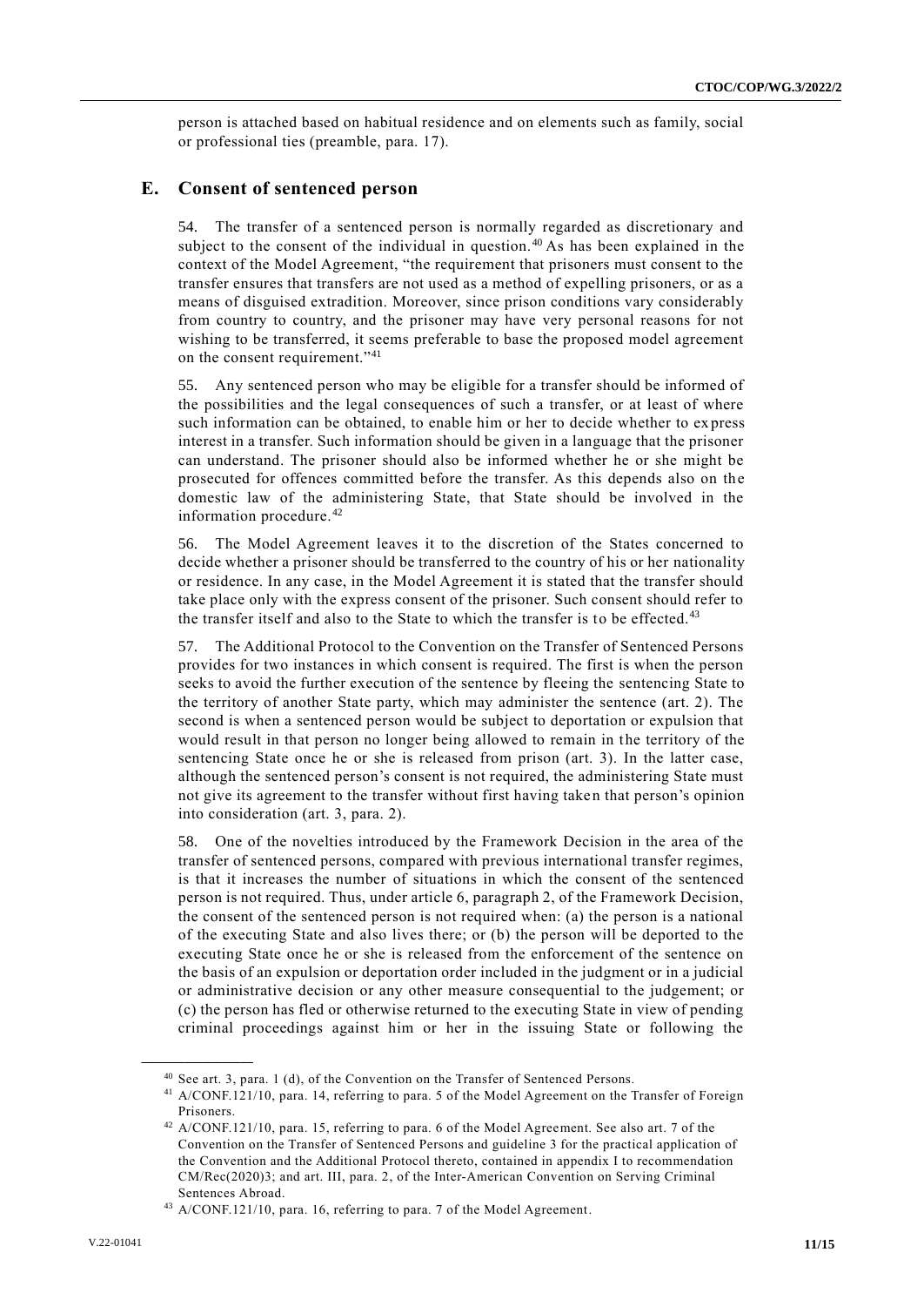person is attached based on habitual residence and on elements such as family, social or professional ties (preamble, para. 17).

## E. Consent of sentenced person

54. The transfer of a sentenced person is normally regarded as discretionary and subject to the consent of the individual in question.[40] As has been explained in the context of the Model Agreement, "the requirement that prisoners must consent to the transfer ensures that transfers are not used as a method of expelling prisoners, or as a means of disguised extradition. Moreover, since prison conditions vary considerably from country to country, and the prisoner may have very personal reasons for not wishing to be transferred, it seems preferable to base the proposed model agreement on the consent requirement."[41]

55. Any sentenced person who may be eligible for a transfer should be informed of the possibilities and the legal consequences of such a transfer, or at least of where such information can be obtained, to enable him or her to decide whether to express interest in a transfer. Such information should be given in a language that the prisoner can understand. The prisoner should also be informed whether he or she might be prosecuted for offences committed before the transfer. As this depends also on the domestic law of the administering State, that State should be involved in the information procedure.[42]

56. The Model Agreement leaves it to the discretion of the States concerned to decide whether a prisoner should be transferred to the country of his or her nationality or residence. In any case, in the Model Agreement it is stated that the transfer should take place only with the express consent of the prisoner. Such consent should refer to the transfer itself and also to the State to which the transfer is to be effected.[43]

57. The Additional Protocol to the Convention on the Transfer of Sentenced Persons provides for two instances in which consent is required. The first is when the person seeks to avoid the further execution of the sentence by fleeing the sentencing State to the territory of another State party, which may administer the sentence (art. 2). The second is when a sentenced person would be subject to deportation or expulsion that would result in that person no longer being allowed to remain in the territory of the sentencing State once he or she is released from prison (art. 3). In the latter case, although the sentenced person's consent is not required, the administering State must not give its agreement to the transfer without first having taken that person's opinion into consideration (art. 3, para. 2).

58. One of the novelties introduced by the Framework Decision in the area of the transfer of sentenced persons, compared with previous international transfer regimes, is that it increases the number of situations in which the consent of the sentenced person is not required. Thus, under article 6, paragraph 2, of the Framework Decision, the consent of the sentenced person is not required when: (a) the person is a national of the executing State and also lives there; or (b) the person will be deported to the executing State once he or she is released from the enforcement of the sentence on the basis of an expulsion or deportation order included in the judgment or in a judicial or administrative decision or any other measure consequential to the judgement; or (c) the person has fled or otherwise returned to the executing State in view of pending criminal proceedings against him or her in the issuing State or following the

---

[40] See art. 3, para. 1 (d), of the Convention on the Transfer of Sentenced Persons.

[41] A/CONF.121/10, para. 14, referring to para. 5 of the Model Agreement on the Transfer of Foreign Prisoners.

[42] A/CONF.121/10, para. 15, referring to para. 6 of the Model Agreement. See also art. 7 of the Convention on the Transfer of Sentenced Persons and guideline 3 for the practical application of the Convention and the Additional Protocol thereto, contained in appendix I to recommendation CM/Rec(2020)3; and art. III, para. 2, of the Inter-American Convention on Serving Criminal Sentences Abroad.

[43] A/CONF.121/10, para. 16, referring to para. 7 of the Model Agreement.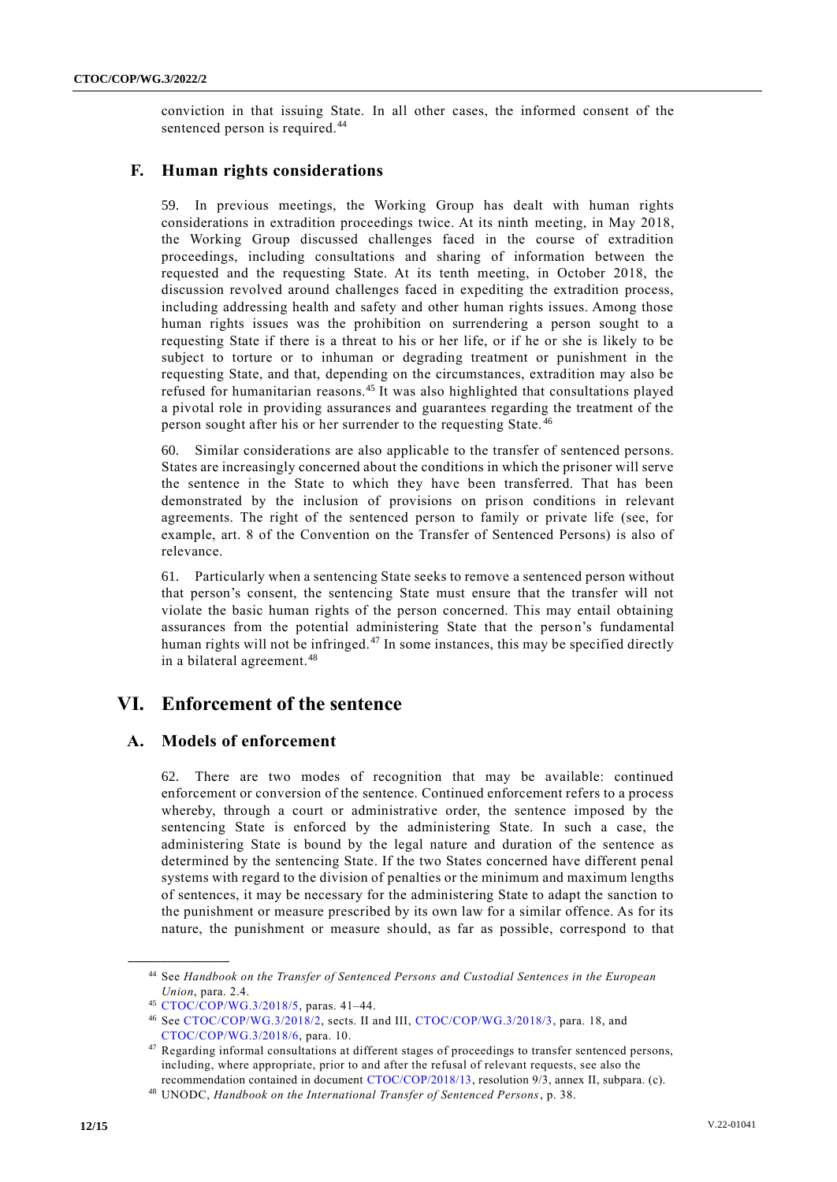conviction in that issuing State. In all other cases, the informed consent of the sentenced person is required.[44]

## F. Human rights considerations

59. In previous meetings, the Working Group has dealt with human rights considerations in extradition proceedings twice. At its ninth meeting, in May 2018, the Working Group discussed challenges faced in the course of extradition proceedings, including consultations and sharing of information between the requested and the requesting State. At its tenth meeting, in October 2018, the discussion revolved around challenges faced in expediting the extradition process, including addressing health and safety and other human rights issues. Among those human rights issues was the prohibition on surrendering a person sought to a requesting State if there is a threat to his or her life, or if he or she is likely to be subject to torture or to inhuman or degrading treatment or punishment in the requesting State, and that, depending on the circumstances, extradition may also be refused for humanitarian reasons.[45] It was also highlighted that consultations played a pivotal role in providing assurances and guarantees regarding the treatment of the person sought after his or her surrender to the requesting State.[46]

60. Similar considerations are also applicable to the transfer of sentenced persons. States are increasingly concerned about the conditions in which the prisoner will serve the sentence in the State to which they have been transferred. That has been demonstrated by the inclusion of provisions on prison conditions in relevant agreements. The right of the sentenced person to family or private life (see, for example, art. 8 of the Convention on the Transfer of Sentenced Persons) is also of relevance.

61. Particularly when a sentencing State seeks to remove a sentenced person without that person's consent, the sentencing State must ensure that the transfer will not violate the basic human rights of the person concerned. This may entail obtaining assurances from the potential administering State that the person's fundamental human rights will not be infringed.[47] In some instances, this may be specified directly in a bilateral agreement.[48]

# VI. Enforcement of the sentence

## A. Models of enforcement

62. There are two modes of recognition that may be available: continued enforcement or conversion of the sentence. Continued enforcement refers to a process whereby, through a court or administrative order, the sentence imposed by the sentencing State is enforced by the administering State. In such a case, the administering State is bound by the legal nature and duration of the sentence as determined by the sentencing State. If the two States concerned have different penal systems with regard to the division of penalties or the minimum and maximum lengths of sentences, it may be necessary for the administering State to adapt the sanction to the punishment or measure prescribed by its own law for a similar offence. As for its nature, the punishment or measure should, as far as possible, correspond to that

---

[44] See *Handbook on the Transfer of Sentenced Persons and Custodial Sentences in the European Union*, para. 2.4.

[45] CTOC/COP/WG.3/2018/5, paras. 41–44.

[46] See CTOC/COP/WG.3/2018/2, sects. II and III, CTOC/COP/WG.3/2018/3, para. 18, and CTOC/COP/WG.3/2018/6, para. 10.

[47] Regarding informal consultations at different stages of proceedings to transfer sentenced persons, including, where appropriate, prior to and after the refusal of relevant requests, see also the recommendation contained in document CTOC/COP/2018/13, resolution 9/3, annex II, subpara. (c).

[48] UNODC, *Handbook on the International Transfer of Sentenced Persons*, p. 38.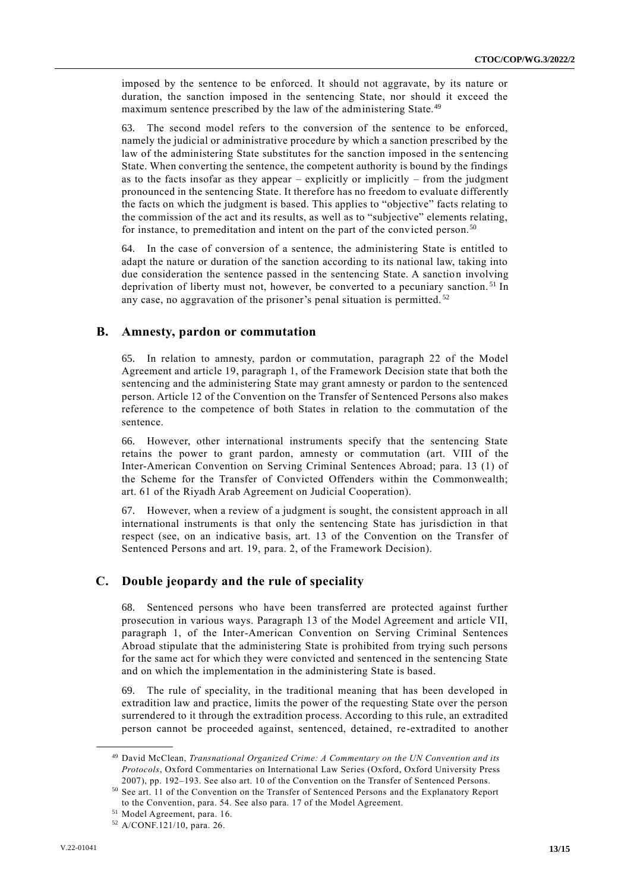imposed by the sentence to be enforced. It should not aggravate, by its nature or duration, the sanction imposed in the sentencing State, nor should it exceed the maximum sentence prescribed by the law of the administering State.[49]

63. The second model refers to the conversion of the sentence to be enforced, namely the judicial or administrative procedure by which a sanction prescribed by the law of the administering State substitutes for the sanction imposed in the sentencing State. When converting the sentence, the competent authority is bound by the findings as to the facts insofar as they appear – explicitly or implicitly – from the judgment pronounced in the sentencing State. It therefore has no freedom to evaluate differently the facts on which the judgment is based. This applies to "objective" facts relating to the commission of the act and its results, as well as to "subjective" elements relating, for instance, to premeditation and intent on the part of the convicted person.[50]

64. In the case of conversion of a sentence, the administering State is entitled to adapt the nature or duration of the sanction according to its national law, taking into due consideration the sentence passed in the sentencing State. A sanction involving deprivation of liberty must not, however, be converted to a pecuniary sanction.[51] In any case, no aggravation of the prisoner's penal situation is permitted.[52]

## B. Amnesty, pardon or commutation

65. In relation to amnesty, pardon or commutation, paragraph 22 of the Model Agreement and article 19, paragraph 1, of the Framework Decision state that both the sentencing and the administering State may grant amnesty or pardon to the sentenced person. Article 12 of the Convention on the Transfer of Sentenced Persons also makes reference to the competence of both States in relation to the commutation of the sentence.

66. However, other international instruments specify that the sentencing State retains the power to grant pardon, amnesty or commutation (art. VIII of the Inter-American Convention on Serving Criminal Sentences Abroad; para. 13 (1) of the Scheme for the Transfer of Convicted Offenders within the Commonwealth; art. 61 of the Riyadh Arab Agreement on Judicial Cooperation).

67. However, when a review of a judgment is sought, the consistent approach in all international instruments is that only the sentencing State has jurisdiction in that respect (see, on an indicative basis, art. 13 of the Convention on the Transfer of Sentenced Persons and art. 19, para. 2, of the Framework Decision).

## C. Double jeopardy and the rule of speciality

68. Sentenced persons who have been transferred are protected against further prosecution in various ways. Paragraph 13 of the Model Agreement and article VII, paragraph 1, of the Inter-American Convention on Serving Criminal Sentences Abroad stipulate that the administering State is prohibited from trying such persons for the same act for which they were convicted and sentenced in the sentencing State and on which the implementation in the administering State is based.

69. The rule of speciality, in the traditional meaning that has been developed in extradition law and practice, limits the power of the requesting State over the person surrendered to it through the extradition process. According to this rule, an extradited person cannot be proceeded against, sentenced, detained, re-extradited to another

---

[49] David McClean, *Transnational Organized Crime: A Commentary on the UN Convention and its Protocols*, Oxford Commentaries on International Law Series (Oxford, Oxford University Press 2007), pp. 192–193. See also art. 10 of the Convention on the Transfer of Sentenced Persons.

[50] See art. 11 of the Convention on the Transfer of Sentenced Persons and the Explanatory Report to the Convention, para. 54. See also para. 17 of the Model Agreement.

[51] Model Agreement, para. 16.

[52] A/CONF.121/10, para. 26.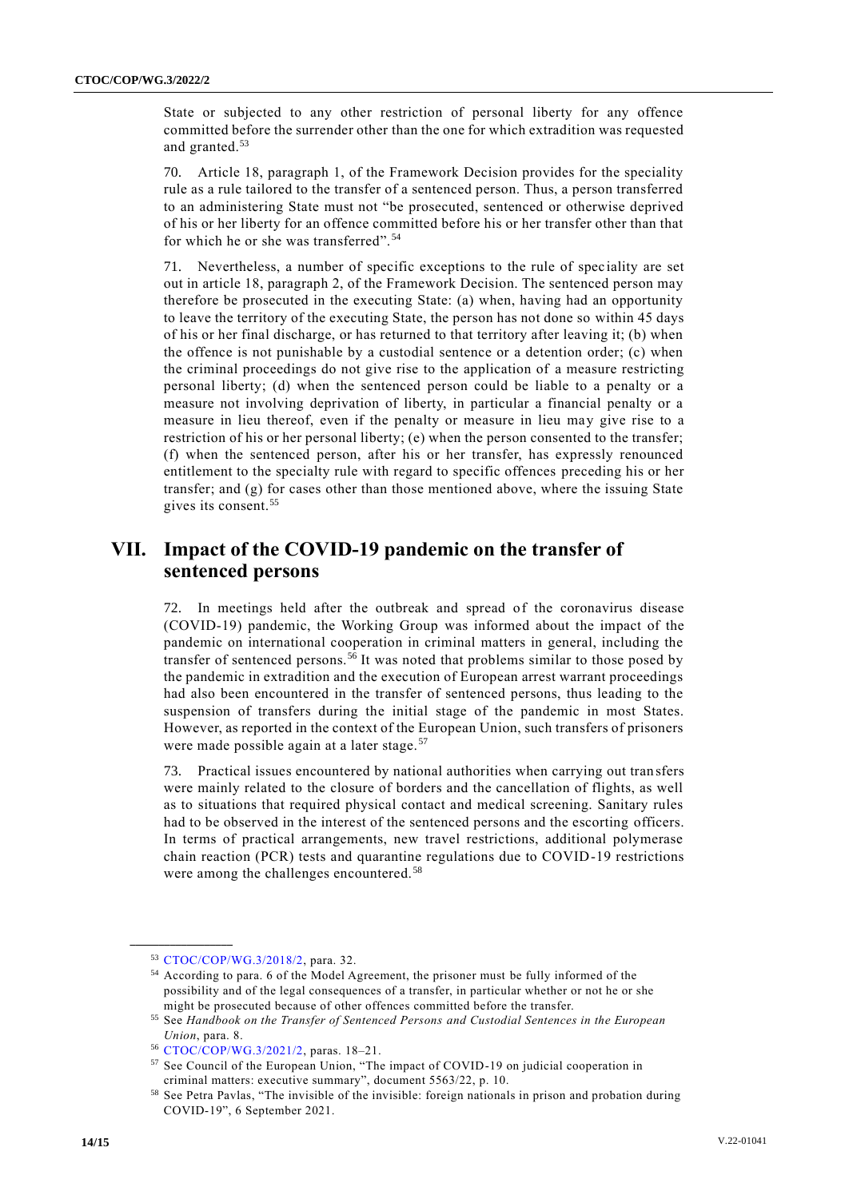State or subjected to any other restriction of personal liberty for any offence committed before the surrender other than the one for which extradition was requested and granted.[53]

70. Article 18, paragraph 1, of the Framework Decision provides for the speciality rule as a rule tailored to the transfer of a sentenced person. Thus, a person transferred to an administering State must not "be prosecuted, sentenced or otherwise deprived of his or her liberty for an offence committed before his or her transfer other than that for which he or she was transferred".[54]

71. Nevertheless, a number of specific exceptions to the rule of speciality are set out in article 18, paragraph 2, of the Framework Decision. The sentenced person may therefore be prosecuted in the executing State: (a) when, having had an opportunity to leave the territory of the executing State, the person has not done so within 45 days of his or her final discharge, or has returned to that territory after leaving it; (b) when the offence is not punishable by a custodial sentence or a detention order; (c) when the criminal proceedings do not give rise to the application of a measure restricting personal liberty; (d) when the sentenced person could be liable to a penalty or a measure not involving deprivation of liberty, in particular a financial penalty or a measure in lieu thereof, even if the penalty or measure in lieu may give rise to a restriction of his or her personal liberty; (e) when the person consented to the transfer; (f) when the sentenced person, after his or her transfer, has expressly renounced entitlement to the specialty rule with regard to specific offences preceding his or her transfer; and (g) for cases other than those mentioned above, where the issuing State gives its consent.[55]

# VII. Impact of the COVID-19 pandemic on the transfer of sentenced persons

72. In meetings held after the outbreak and spread of the coronavirus disease (COVID-19) pandemic, the Working Group was informed about the impact of the pandemic on international cooperation in criminal matters in general, including the transfer of sentenced persons.[56] It was noted that problems similar to those posed by the pandemic in extradition and the execution of European arrest warrant proceedings had also been encountered in the transfer of sentenced persons, thus leading to the suspension of transfers during the initial stage of the pandemic in most States. However, as reported in the context of the European Union, such transfers of prisoners were made possible again at a later stage.[57]

73. Practical issues encountered by national authorities when carrying out transfers were mainly related to the closure of borders and the cancellation of flights, as well as to situations that required physical contact and medical screening. Sanitary rules had to be observed in the interest of the sentenced persons and the escorting officers. In terms of practical arrangements, new travel restrictions, additional polymerase chain reaction (PCR) tests and quarantine regulations due to COVID-19 restrictions were among the challenges encountered.[58]

---

[53] CTOC/COP/WG.3/2018/2, para. 32.

[54] According to para. 6 of the Model Agreement, the prisoner must be fully informed of the possibility and of the legal consequences of a transfer, in particular whether or not he or she might be prosecuted because of other offences committed before the transfer.

[55] See *Handbook on the Transfer of Sentenced Persons and Custodial Sentences in the European Union*, para. 8.

[56] CTOC/COP/WG.3/2021/2, paras. 18–21.

[57] See Council of the European Union, "The impact of COVID-19 on judicial cooperation in criminal matters: executive summary", document 5563/22, p. 10.

[58] See Petra Pavlas, "The invisible of the invisible: foreign nationals in prison and probation during COVID-19", 6 September 2021.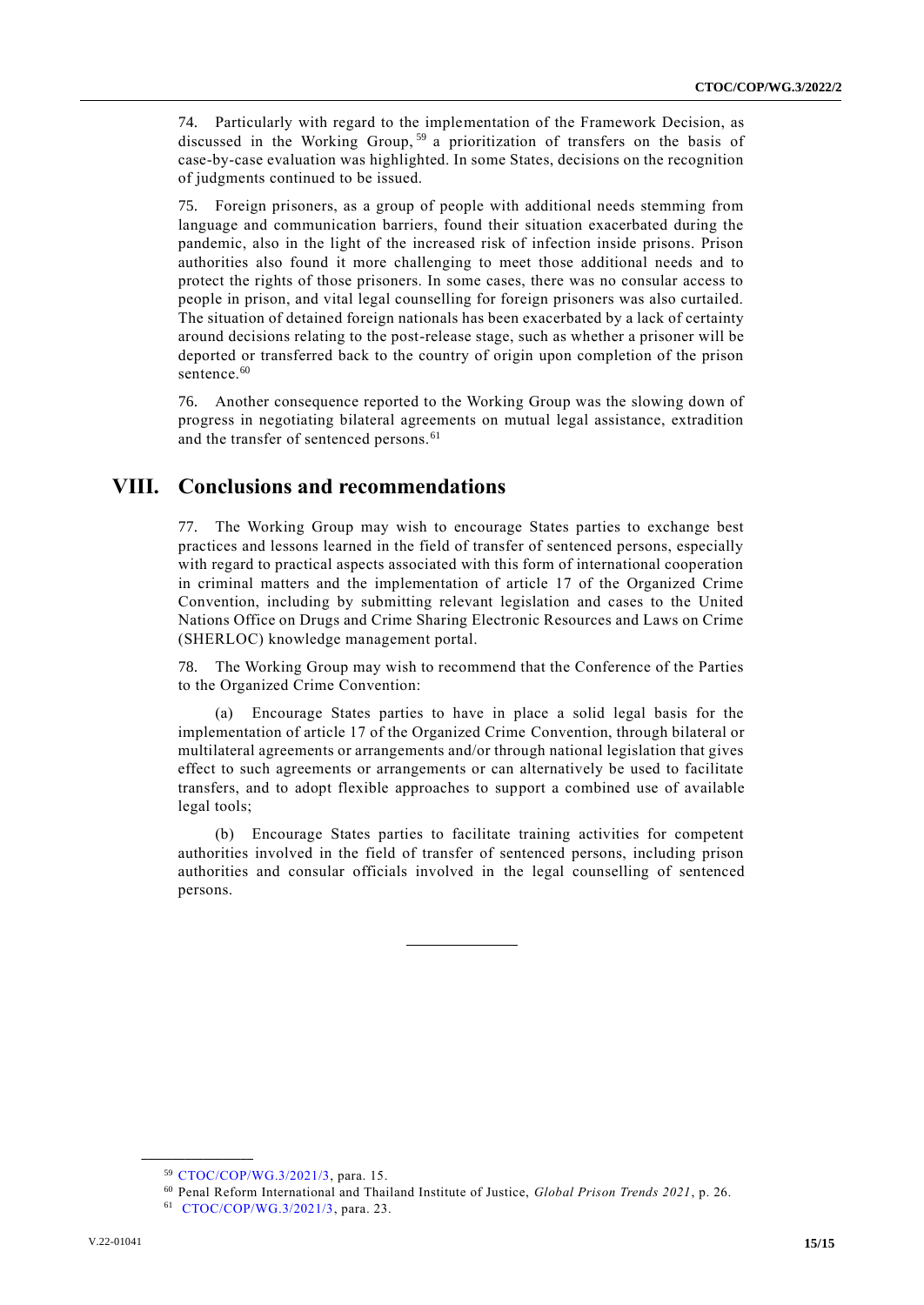74. Particularly with regard to the implementation of the Framework Decision, as discussed in the Working Group,[59] a prioritization of transfers on the basis of case-by-case evaluation was highlighted. In some States, decisions on the recognition of judgments continued to be issued.

75. Foreign prisoners, as a group of people with additional needs stemming from language and communication barriers, found their situation exacerbated during the pandemic, also in the light of the increased risk of infection inside prisons. Prison authorities also found it more challenging to meet those additional needs and to protect the rights of those prisoners. In some cases, there was no consular access to people in prison, and vital legal counselling for foreign prisoners was also curtailed. The situation of detained foreign nationals has been exacerbated by a lack of certainty around decisions relating to the post-release stage, such as whether a prisoner will be deported or transferred back to the country of origin upon completion of the prison sentence.[60]

76. Another consequence reported to the Working Group was the slowing down of progress in negotiating bilateral agreements on mutual legal assistance, extradition and the transfer of sentenced persons.[61]

# VIII. Conclusions and recommendations

77. The Working Group may wish to encourage States parties to exchange best practices and lessons learned in the field of transfer of sentenced persons, especially with regard to practical aspects associated with this form of international cooperation in criminal matters and the implementation of article 17 of the Organized Crime Convention, including by submitting relevant legislation and cases to the United Nations Office on Drugs and Crime Sharing Electronic Resources and Laws on Crime (SHERLOC) knowledge management portal.

78. The Working Group may wish to recommend that the Conference of the Parties to the Organized Crime Convention:

(a) Encourage States parties to have in place a solid legal basis for the implementation of article 17 of the Organized Crime Convention, through bilateral or multilateral agreements or arrangements and/or through national legislation that gives effect to such agreements or arrangements or can alternatively be used to facilitate transfers, and to adopt flexible approaches to support a combined use of available legal tools;

(b) Encourage States parties to facilitate training activities for competent authorities involved in the field of transfer of sentenced persons, including prison authorities and consular officials involved in the legal counselling of sentenced persons.

---

[59] CTOC/COP/WG.3/2021/3, para. 15.

[60] Penal Reform International and Thailand Institute of Justice, *Global Prison Trends 2021*, p. 26.

[61] CTOC/COP/WG.3/2021/3, para. 23.